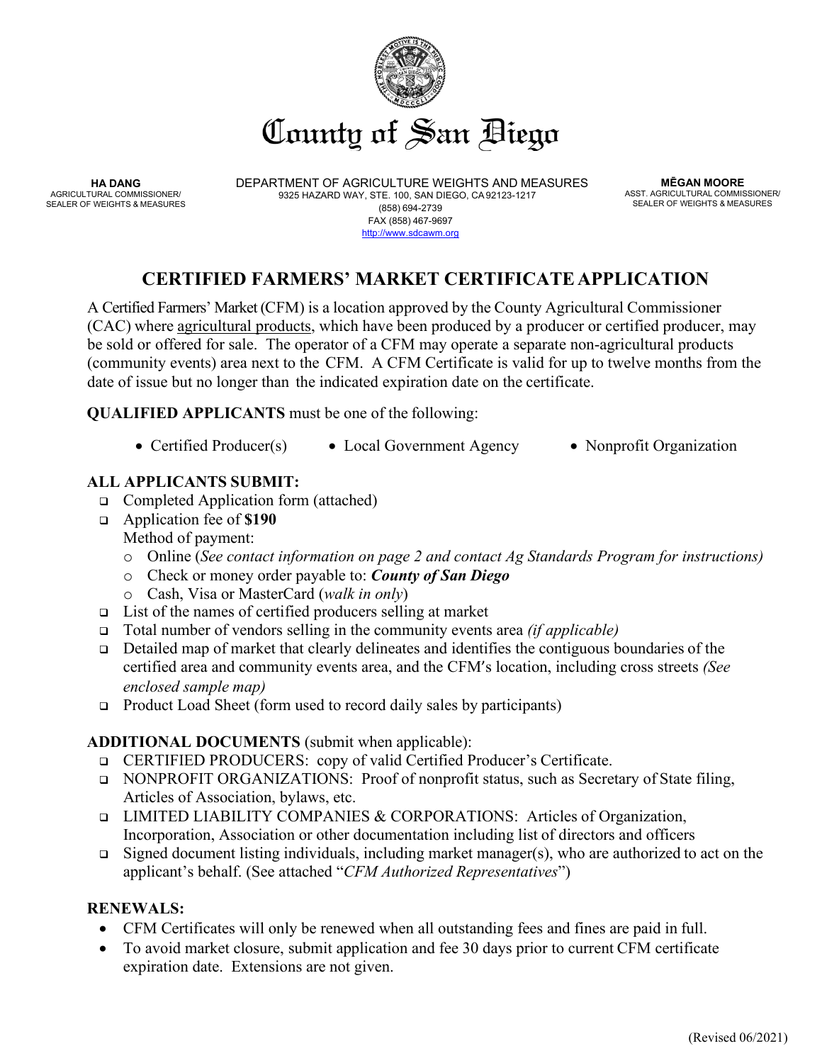# County of San Diego

**HA DANG**
AGRICULTURAL COMMISSIONER/
SEALER OF WEIGHTS & MEASURES

DEPARTMENT OF AGRICULTURE WEIGHTS AND MEASURES
9325 HAZARD WAY, STE. 100, SAN DIEGO, CA 92123-1217
(858) 694-2739
FAX (858) 467-9697
http://www.sdcawm.org

**MĒGAN MOORE**
ASST. AGRICULTURAL COMMISSIONER/
SEALER OF WEIGHTS & MEASURES

## CERTIFIED FARMERS' MARKET CERTIFICATE APPLICATION

A Certified Farmers' Market (CFM) is a location approved by the County Agricultural Commissioner (CAC) where agricultural products, which have been produced by a producer or certified producer, may be sold or offered for sale. The operator of a CFM may operate a separate non-agricultural products (community events) area next to the CFM. A CFM Certificate is valid for up to twelve months from the date of issue but no longer than the indicated expiration date on the certificate.

**QUALIFIED APPLICANTS** must be one of the following:

- Certified Producer(s)
- Local Government Agency
- Nonprofit Organization

**ALL APPLICANTS SUBMIT:**

- Completed Application form (attached)
- Application fee of **$190**
  Method of payment:
  - Online (*See contact information on page 2 and contact Ag Standards Program for instructions)*
  - Check or money order payable to: ***County of San Diego***
  - Cash, Visa or MasterCard (*walk in only*)
- List of the names of certified producers selling at market
- Total number of vendors selling in the community events area *(if applicable)*
- Detailed map of market that clearly delineates and identifies the contiguous boundaries of the certified area and community events area, and the CFM's location, including cross streets *(See enclosed sample map)*
- Product Load Sheet (form used to record daily sales by participants)

**ADDITIONAL DOCUMENTS** (submit when applicable):

- CERTIFIED PRODUCERS: copy of valid Certified Producer's Certificate.
- NONPROFIT ORGANIZATIONS: Proof of nonprofit status, such as Secretary of State filing, Articles of Association, bylaws, etc.
- LIMITED LIABILITY COMPANIES & CORPORATIONS: Articles of Organization, Incorporation, Association or other documentation including list of directors and officers
- Signed document listing individuals, including market manager(s), who are authorized to act on the applicant's behalf. (See attached "*CFM Authorized Representatives*")

**RENEWALS:**

- CFM Certificates will only be renewed when all outstanding fees and fines are paid in full.
- To avoid market closure, submit application and fee 30 days prior to current CFM certificate expiration date. Extensions are not given.

(Revised 06/2021)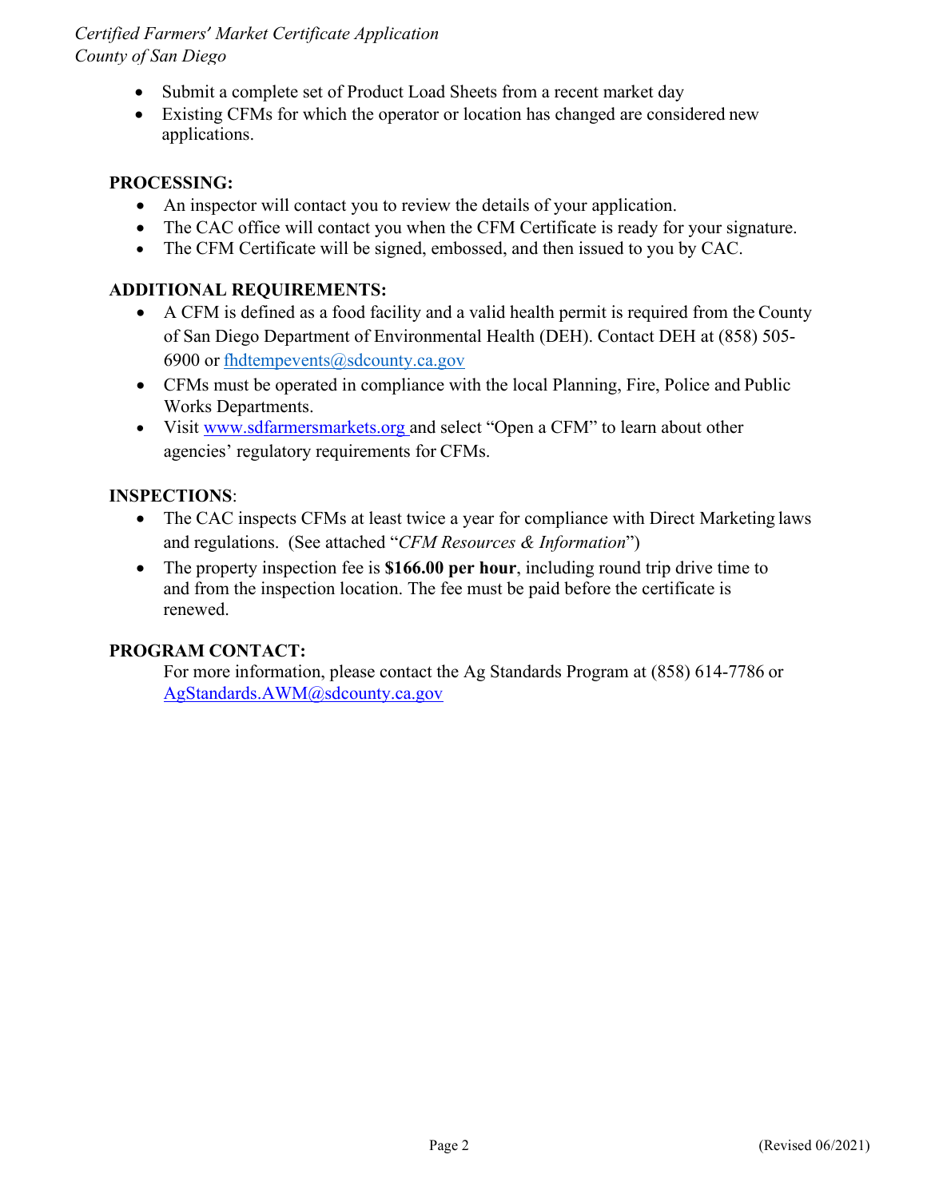- Submit a complete set of Product Load Sheets from a recent market day
- Existing CFMs for which the operator or location has changed are considered new applications.

**PROCESSING:**

- An inspector will contact you to review the details of your application.
- The CAC office will contact you when the CFM Certificate is ready for your signature.
- The CFM Certificate will be signed, embossed, and then issued to you by CAC.

**ADDITIONAL REQUIREMENTS:**

- A CFM is defined as a food facility and a valid health permit is required from the County of San Diego Department of Environmental Health (DEH). Contact DEH at (858) 505-6900 or fhdtempevents@sdcounty.ca.gov
- CFMs must be operated in compliance with the local Planning, Fire, Police and Public Works Departments.
- Visit www.sdfarmersmarkets.org and select "Open a CFM" to learn about other agencies' regulatory requirements for CFMs.

**INSPECTIONS**:

- The CAC inspects CFMs at least twice a year for compliance with Direct Marketing laws and regulations. (See attached "*CFM Resources & Information*")
- The property inspection fee is **$166.00 per hour**, including round trip drive time to and from the inspection location. The fee must be paid before the certificate is renewed.

**PROGRAM CONTACT:**

For more information, please contact the Ag Standards Program at (858) 614-7786 or AgStandards.AWM@sdcounty.ca.gov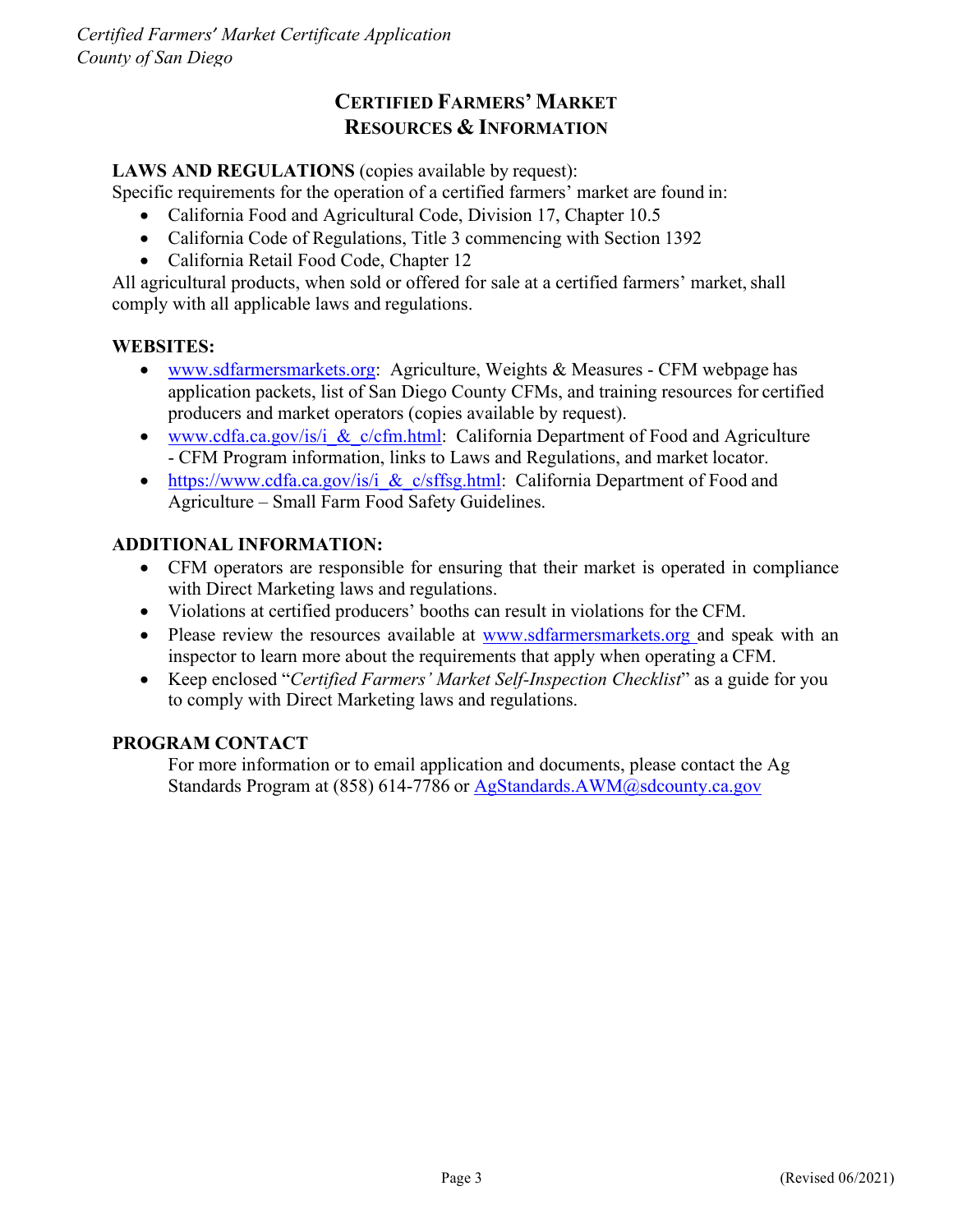# Certified Farmers' Market Resources & Information

**LAWS AND REGULATIONS** (copies available by request):

Specific requirements for the operation of a certified farmers' market are found in:

- California Food and Agricultural Code, Division 17, Chapter 10.5
- California Code of Regulations, Title 3 commencing with Section 1392
- California Retail Food Code, Chapter 12

All agricultural products, when sold or offered for sale at a certified farmers' market, shall comply with all applicable laws and regulations.

**WEBSITES:**

- www.sdfarmersmarkets.org: Agriculture, Weights & Measures - CFM webpage has application packets, list of San Diego County CFMs, and training resources for certified producers and market operators (copies available by request).
- www.cdfa.ca.gov/is/i_&_c/cfm.html: California Department of Food and Agriculture - CFM Program information, links to Laws and Regulations, and market locator.
- https://www.cdfa.ca.gov/is/i_&_c/sffsg.html: California Department of Food and Agriculture – Small Farm Food Safety Guidelines.

**ADDITIONAL INFORMATION:**

- CFM operators are responsible for ensuring that their market is operated in compliance with Direct Marketing laws and regulations.
- Violations at certified producers' booths can result in violations for the CFM.
- Please review the resources available at www.sdfarmersmarkets.org and speak with an inspector to learn more about the requirements that apply when operating a CFM.
- Keep enclosed "*Certified Farmers' Market Self-Inspection Checklist*" as a guide for you to comply with Direct Marketing laws and regulations.

**PROGRAM CONTACT**

For more information or to email application and documents, please contact the Ag Standards Program at (858) 614-7786 or AgStandards.AWM@sdcounty.ca.gov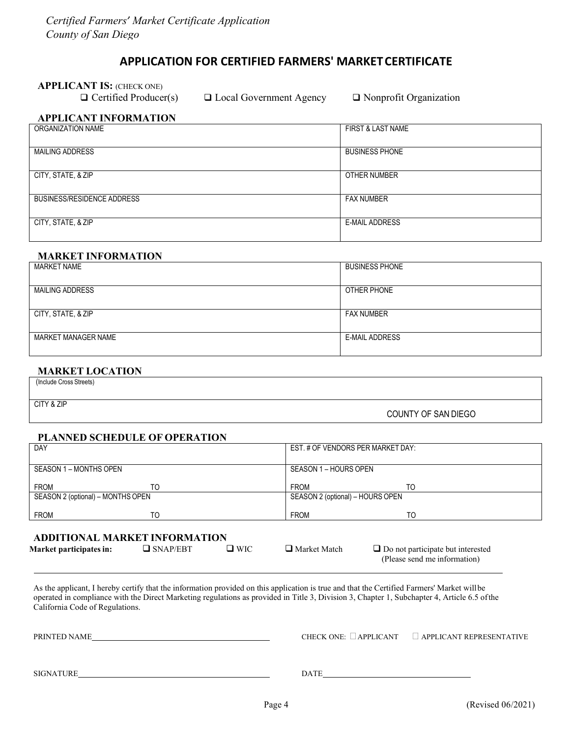*Certified Farmers' Market Certificate Application*
*County of San Diego*

## APPLICATION FOR CERTIFIED FARMERS' MARKET CERTIFICATE

**APPLICANT IS:** (CHECK ONE)

❑ Certified Producer(s) ❑ Local Government Agency ❑ Nonprofit Organization

### APPLICANT INFORMATION

| ORGANIZATION NAME | FIRST & LAST NAME |
|---|---|
| MAILING ADDRESS | BUSINESS PHONE |
| CITY, STATE, & ZIP | OTHER NUMBER |
| BUSINESS/RESIDENCE ADDRESS | FAX NUMBER |
| CITY, STATE, & ZIP | E-MAIL ADDRESS |

### MARKET INFORMATION

| MARKET NAME | BUSINESS PHONE |
|---|---|
| MAILING ADDRESS | OTHER PHONE |
| CITY, STATE, & ZIP | FAX NUMBER |
| MARKET MANAGER NAME | E-MAIL ADDRESS |

### MARKET LOCATION

| (Include Cross Streets) | |
|---|---|
| CITY & ZIP | COUNTY OF SAN DIEGO |

### PLANNED SCHEDULE OF OPERATION

| DAY | | EST. # OF VENDORS PER MARKET DAY: | |
|---|---|---|---|
| SEASON 1 – MONTHS OPEN | | SEASON 1 – HOURS OPEN | |
| FROM | TO | FROM | TO |
| SEASON 2 (optional) – MONTHS OPEN | | SEASON 2 (optional) – HOURS OPEN | |
| FROM | TO | FROM | TO |

### ADDITIONAL MARKET INFORMATION

**Market participates in:** ❑ SNAP/EBT ❑ WIC ❑ Market Match ❑ Do not participate but interested (Please send me information)

As the applicant, I hereby certify that the information provided on this application is true and that the Certified Farmers' Market will be operated in compliance with the Direct Marketing regulations as provided in Title 3, Division 3, Chapter 1, Subchapter 4, Article 6.5 of the California Code of Regulations.

PRINTED NAME\_\_\_\_\_\_\_\_\_\_\_\_\_\_\_\_\_\_\_\_\_\_\_\_\_\_\_\_ CHECK ONE: ☐ APPLICANT ☐ APPLICANT REPRESENTATIVE

SIGNATURE\_\_\_\_\_\_\_\_\_\_\_\_\_\_\_\_\_\_\_\_\_\_\_\_\_\_\_\_ DATE\_\_\_\_\_\_\_\_\_\_\_\_\_\_\_\_\_\_\_\_\_\_

(Revised 06/2021)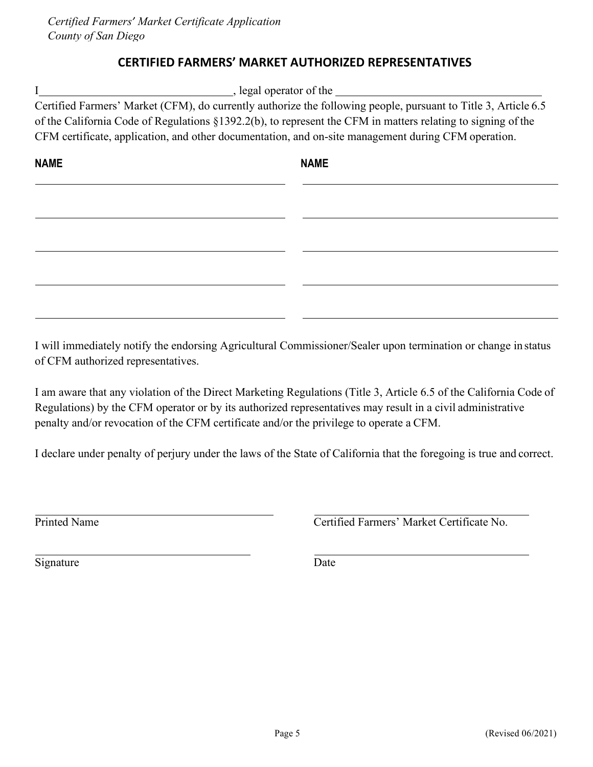## CERTIFIED FARMERS' MARKET AUTHORIZED REPRESENTATIVES

I\_\_\_\_\_\_\_\_\_\_\_\_\_\_\_\_\_\_\_\_\_\_\_\_\_\_\_\_\_\_\_\_\_\_, legal operator of the \_\_\_\_\_\_\_\_\_\_\_\_\_\_\_\_\_\_\_\_\_\_\_\_\_\_\_\_\_\_\_\_\_\_\_\_\_ Certified Farmers' Market (CFM), do currently authorize the following people, pursuant to Title 3, Article 6.5 of the California Code of Regulations §1392.2(b), to represent the CFM in matters relating to signing of the CFM certificate, application, and other documentation, and on-site management during CFM operation.

| NAME | NAME |
|---|---|
| | |
| | |
| | |
| | |
| | |

I will immediately notify the endorsing Agricultural Commissioner/Sealer upon termination or change in status of CFM authorized representatives.

I am aware that any violation of the Direct Marketing Regulations (Title 3, Article 6.5 of the California Code of Regulations) by the CFM operator or by its authorized representatives may result in a civil administrative penalty and/or revocation of the CFM certificate and/or the privilege to operate a CFM.

I declare under penalty of perjury under the laws of the State of California that the foregoing is true and correct.

\_\_\_\_\_\_\_\_\_\_\_\_\_\_\_\_\_\_\_\_\_\_\_\_\_\_\_\_\_\_\_\_\_\_\_\_\_\_
Printed Name

\_\_\_\_\_\_\_\_\_\_\_\_\_\_\_\_\_\_\_\_\_\_\_\_\_\_\_\_\_\_\_\_\_\_\_\_\_\_
Certified Farmers' Market Certificate No.

\_\_\_\_\_\_\_\_\_\_\_\_\_\_\_\_\_\_\_\_\_\_\_\_\_\_\_\_\_\_\_\_\_\_\_\_\_\_
Signature

\_\_\_\_\_\_\_\_\_\_\_\_\_\_\_\_\_\_\_\_\_\_\_\_\_\_\_\_\_\_\_\_\_\_\_\_\_\_
Date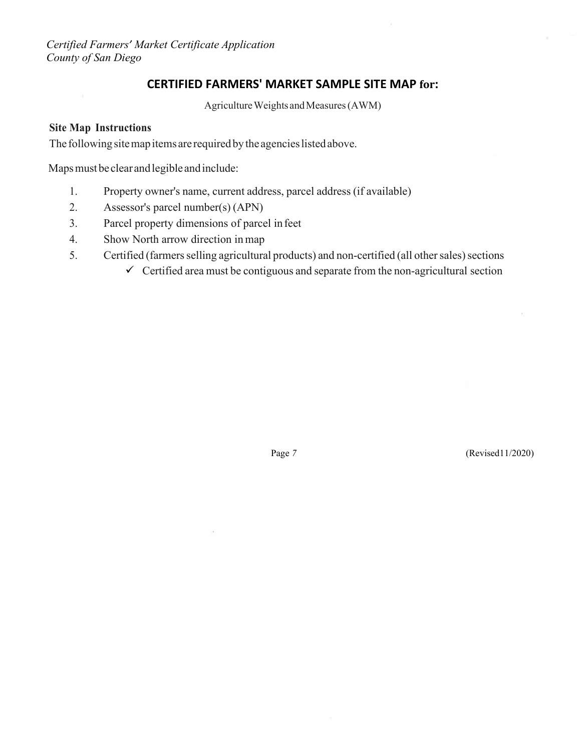## CERTIFIED FARMERS' MARKET SAMPLE SITE MAP for:

Agriculture Weights and Measures (AWM)

**Site Map Instructions**

The following site map items are required by the agencies listed above.

Maps must be clear and legible and include:

1. Property owner's name, current address, parcel address (if available)
2. Assessor's parcel number(s) (APN)
3. Parcel property dimensions of parcel in feet
4. Show North arrow direction in map
5. Certified (farmers selling agricultural products) and non-certified (all other sales) sections
   - ✓ Certified area must be contiguous and separate from the non-agricultural section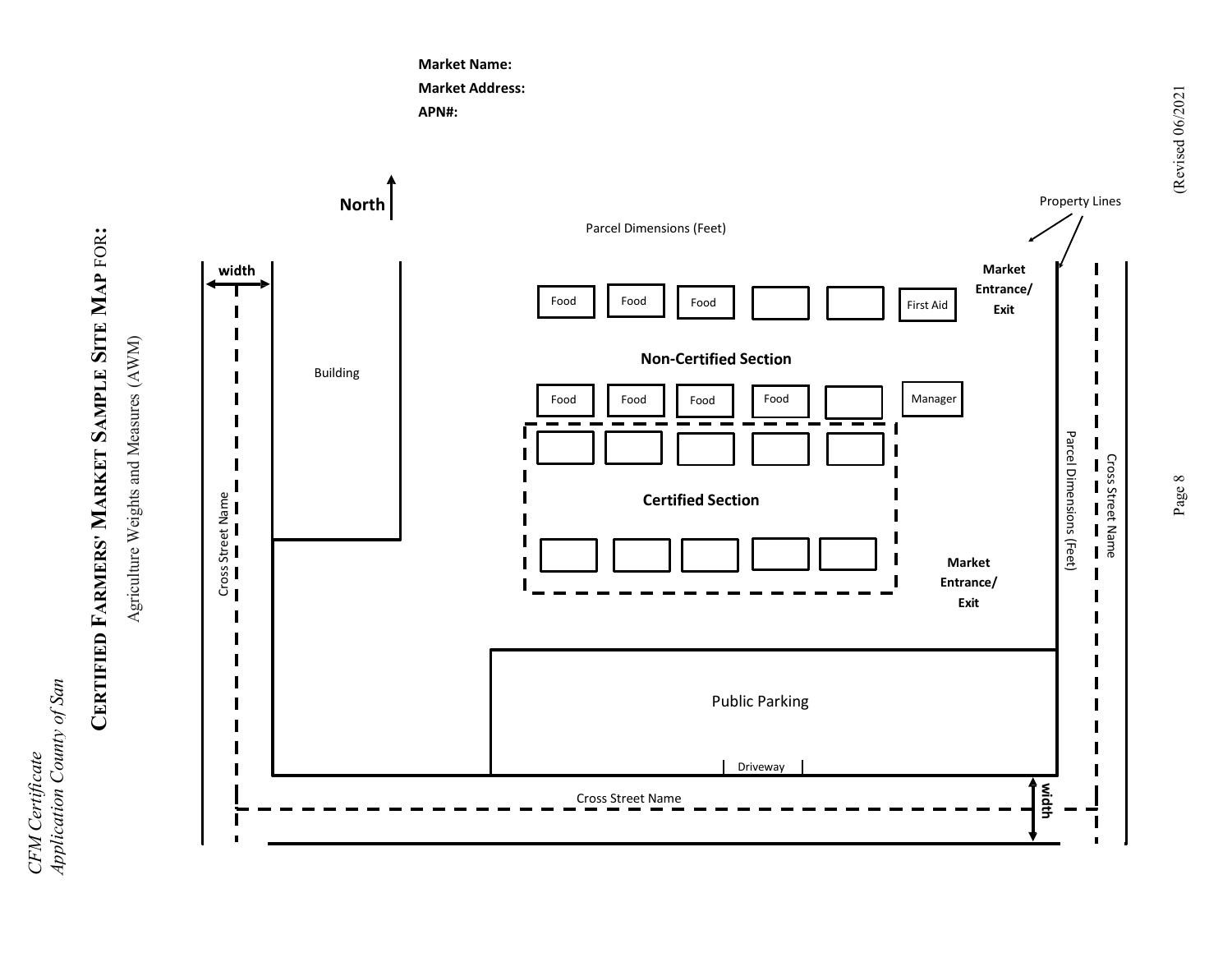# CERTIFIED FARMERS' MARKET SAMPLE SITE MAP FOR:

Agriculture Weights and Measures (AWM)

**Market Name:**

**Market Address:**

**APN#:**

**North**

Parcel Dimensions (Feet)

Property Lines

width

Building

Food | Food | Food | | | First Aid

**Market Entrance/ Exit**

**Non-Certified Section**

Food | Food | Food | Food | | Manager

**Certified Section**

**Market Entrance/ Exit**

Public Parking

Driveway

Cross Street Name

Parcel Dimensions (Feet)

Cross Street Name

Cross Street Name

width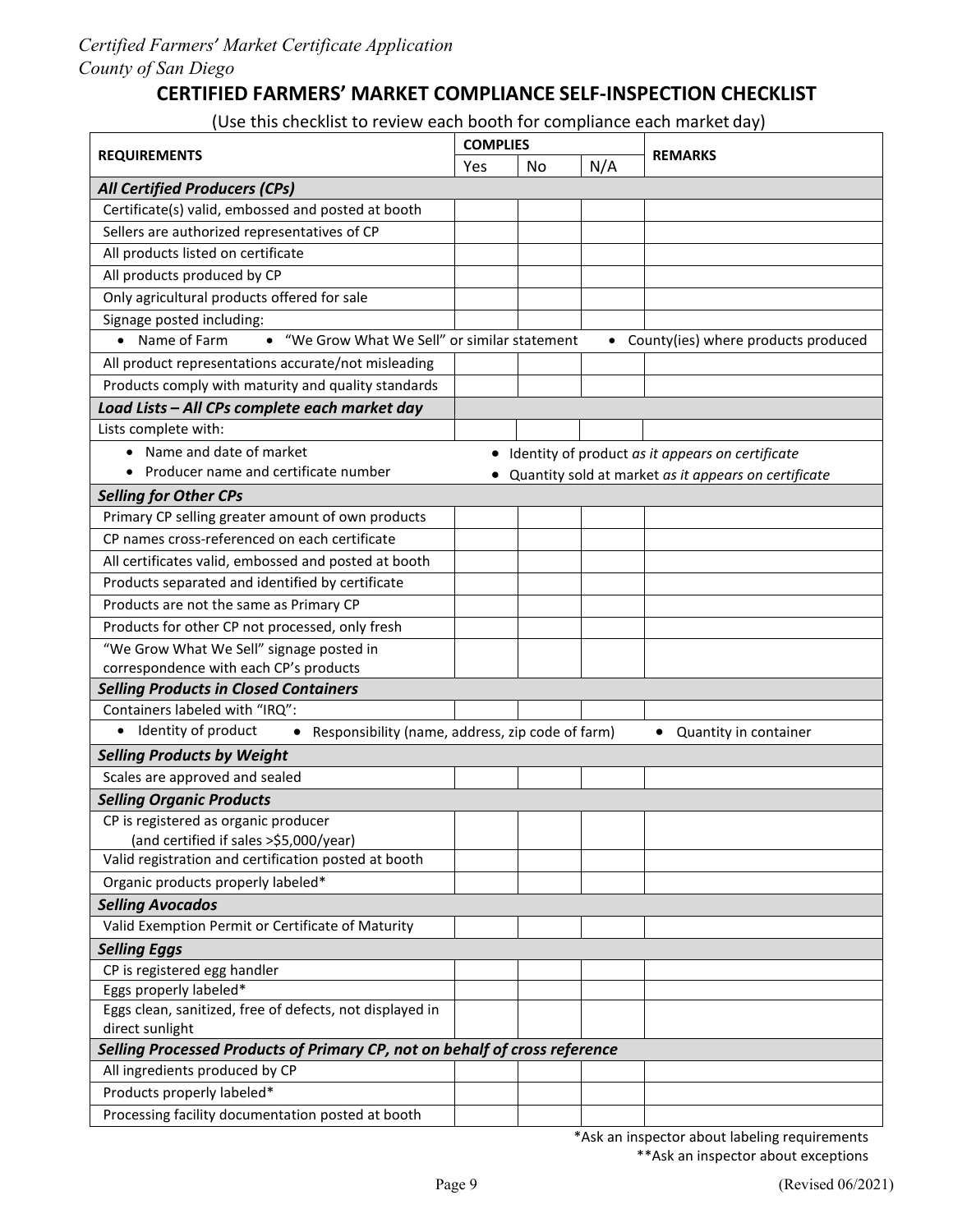*Certified Farmers' Market Certificate Application*
*County of San Diego*

## CERTIFIED FARMERS' MARKET COMPLIANCE SELF-INSPECTION CHECKLIST

(Use this checklist to review each booth for compliance each market day)

| REQUIREMENTS | COMPLIES | | | REMARKS |
|---|---|---|---|---|
| | Yes | No | N/A | |
| ***All Certified Producers (CPs)*** | | | | |
| Certificate(s) valid, embossed and posted at booth | | | | |
| Sellers are authorized representatives of CP | | | | |
| All products listed on certificate | | | | |
| All products produced by CP | | | | |
| Only agricultural products offered for sale | | | | |
| Signage posted including: | | | | |
| • Name of Farm • "We Grow What We Sell" or similar statement • County(ies) where products produced | | | | |
| All product representations accurate/not misleading | | | | |
| Products comply with maturity and quality standards | | | | |
| ***Load Lists – All CPs complete each market day*** | | | | |
| Lists complete with: | | | | |
| • Name and date of market • Producer name and certificate number • Identity of product *as it appears on certificate* • Quantity sold at market *as it appears on certificate* | | | | |
| ***Selling for Other CPs*** | | | | |
| Primary CP selling greater amount of own products | | | | |
| CP names cross-referenced on each certificate | | | | |
| All certificates valid, embossed and posted at booth | | | | |
| Products separated and identified by certificate | | | | |
| Products are not the same as Primary CP | | | | |
| Products for other CP not processed, only fresh | | | | |
| "We Grow What We Sell" signage posted in correspondence with each CP's products | | | | |
| ***Selling Products in Closed Containers*** | | | | |
| Containers labeled with "IRQ": | | | | |
| • Identity of product • Responsibility (name, address, zip code of farm) • Quantity in container | | | | |
| ***Selling Products by Weight*** | | | | |
| Scales are approved and sealed | | | | |
| ***Selling Organic Products*** | | | | |
| CP is registered as organic producer (and certified if sales >$5,000/year) | | | | |
| Valid registration and certification posted at booth | | | | |
| Organic products properly labeled* | | | | |
| ***Selling Avocados*** | | | | |
| Valid Exemption Permit or Certificate of Maturity | | | | |
| ***Selling Eggs*** | | | | |
| CP is registered egg handler | | | | |
| Eggs properly labeled* | | | | |
| Eggs clean, sanitized, free of defects, not displayed in direct sunlight | | | | |
| ***Selling Processed Products of Primary CP, not on behalf of cross reference*** | | | | |
| All ingredients produced by CP | | | | |
| Products properly labeled* | | | | |
| Processing facility documentation posted at booth | | | | |

*Ask an inspector about labeling requirements

**Ask an inspector about exceptions